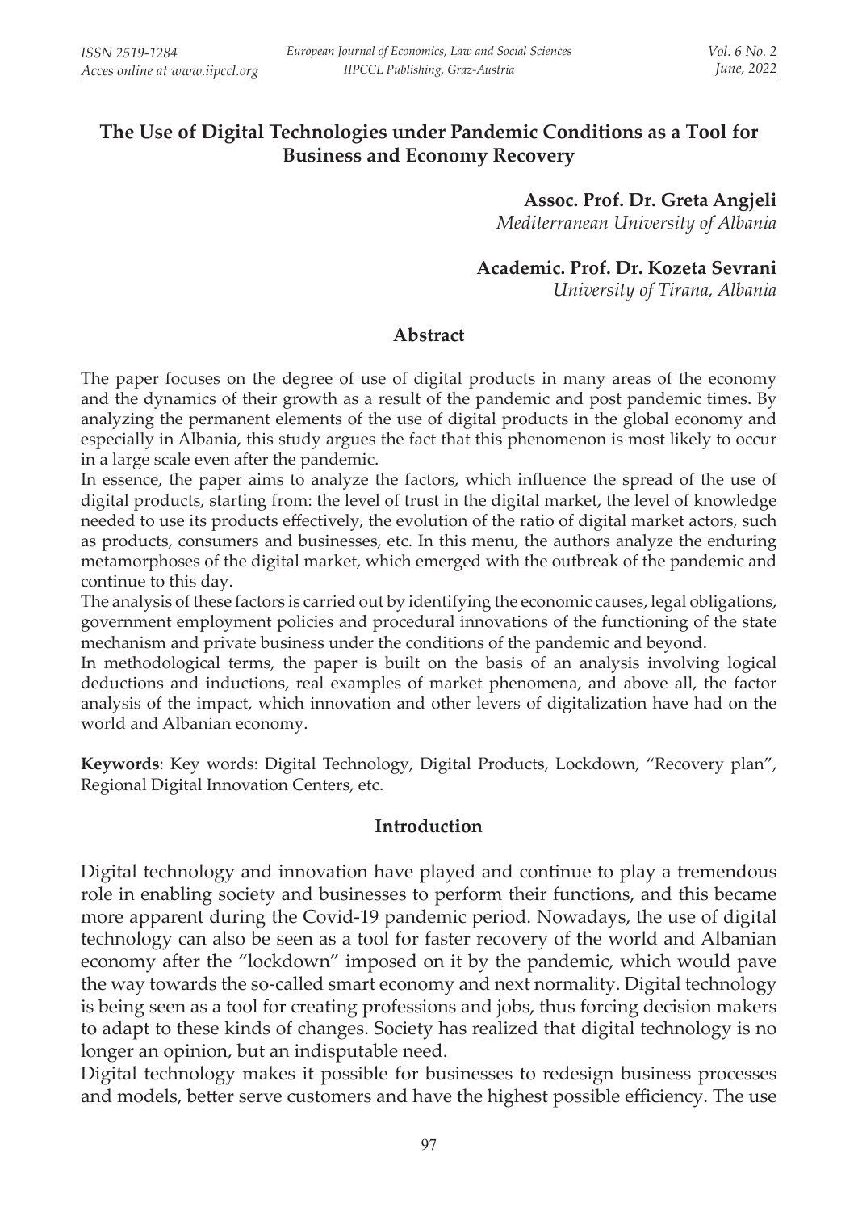# The Use of Digital Technologies under Pandemic Conditions as a Tool for Business and Economy Recovery

**Assoc. Prof. Dr. Greta Angjeli**
*Mediterranean University of Albania*

**Academic. Prof. Dr. Kozeta Sevrani**
*University of Tirana, Albania*

## Abstract

The paper focuses on the degree of use of digital products in many areas of the economy and the dynamics of their growth as a result of the pandemic and post pandemic times. By analyzing the permanent elements of the use of digital products in the global economy and especially in Albania, this study argues the fact that this phenomenon is most likely to occur in a large scale even after the pandemic.

In essence, the paper aims to analyze the factors, which influence the spread of the use of digital products, starting from: the level of trust in the digital market, the level of knowledge needed to use its products effectively, the evolution of the ratio of digital market actors, such as products, consumers and businesses, etc. In this menu, the authors analyze the enduring metamorphoses of the digital market, which emerged with the outbreak of the pandemic and continue to this day.

The analysis of these factors is carried out by identifying the economic causes, legal obligations, government employment policies and procedural innovations of the functioning of the state mechanism and private business under the conditions of the pandemic and beyond.

In methodological terms, the paper is built on the basis of an analysis involving logical deductions and inductions, real examples of market phenomena, and above all, the factor analysis of the impact, which innovation and other levers of digitalization have had on the world and Albanian economy.

**Keywords**: Key words: Digital Technology, Digital Products, Lockdown, "Recovery plan", Regional Digital Innovation Centers, etc.

## Introduction

Digital technology and innovation have played and continue to play a tremendous role in enabling society and businesses to perform their functions, and this became more apparent during the Covid-19 pandemic period. Nowadays, the use of digital technology can also be seen as a tool for faster recovery of the world and Albanian economy after the "lockdown" imposed on it by the pandemic, which would pave the way towards the so-called smart economy and next normality. Digital technology is being seen as a tool for creating professions and jobs, thus forcing decision makers to adapt to these kinds of changes. Society has realized that digital technology is no longer an opinion, but an indisputable need.

Digital technology makes it possible for businesses to redesign business processes and models, better serve customers and have the highest possible efficiency. The use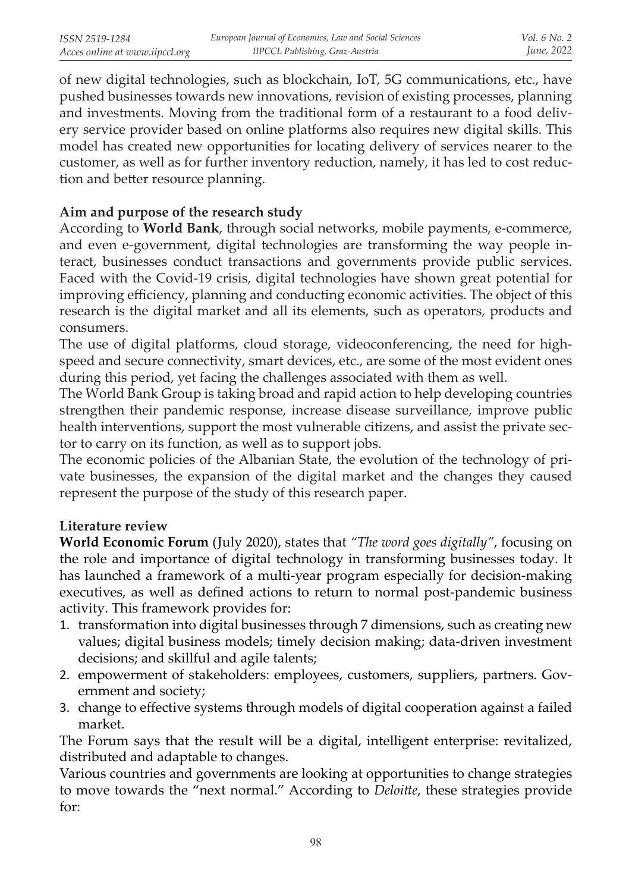of new digital technologies, such as blockchain, IoT, 5G communications, etc., have pushed businesses towards new innovations, revision of existing processes, planning and investments. Moving from the traditional form of a restaurant to a food delivery service provider based on online platforms also requires new digital skills. This model has created new opportunities for locating delivery of services nearer to the customer, as well as for further inventory reduction, namely, it has led to cost reduction and better resource planning.

**Aim and purpose of the research study**

According to **World Bank**, through social networks, mobile payments, e-commerce, and even e-government, digital technologies are transforming the way people interact, businesses conduct transactions and governments provide public services. Faced with the Covid-19 crisis, digital technologies have shown great potential for improving efficiency, planning and conducting economic activities. The object of this research is the digital market and all its elements, such as operators, products and consumers.

The use of digital platforms, cloud storage, videoconferencing, the need for high-speed and secure connectivity, smart devices, etc., are some of the most evident ones during this period, yet facing the challenges associated with them as well.

The World Bank Group is taking broad and rapid action to help developing countries strengthen their pandemic response, increase disease surveillance, improve public health interventions, support the most vulnerable citizens, and assist the private sector to carry on its function, as well as to support jobs.

The economic policies of the Albanian State, the evolution of the technology of private businesses, the expansion of the digital market and the changes they caused represent the purpose of the study of this research paper.

**Literature review**

**World Economic Forum** (July 2020), states that *"The word goes digitally"*, focusing on the role and importance of digital technology in transforming businesses today. It has launched a framework of a multi-year program especially for decision-making executives, as well as defined actions to return to normal post-pandemic business activity. This framework provides for:

1. transformation into digital businesses through 7 dimensions, such as creating new values; digital business models; timely decision making; data-driven investment decisions; and skillful and agile talents;
2. empowerment of stakeholders: employees, customers, suppliers, partners. Government and society;
3. change to effective systems through models of digital cooperation against a failed market.

The Forum says that the result will be a digital, intelligent enterprise: revitalized, distributed and adaptable to changes.

Various countries and governments are looking at opportunities to change strategies to move towards the "next normal." According to *Deloitte*, these strategies provide for: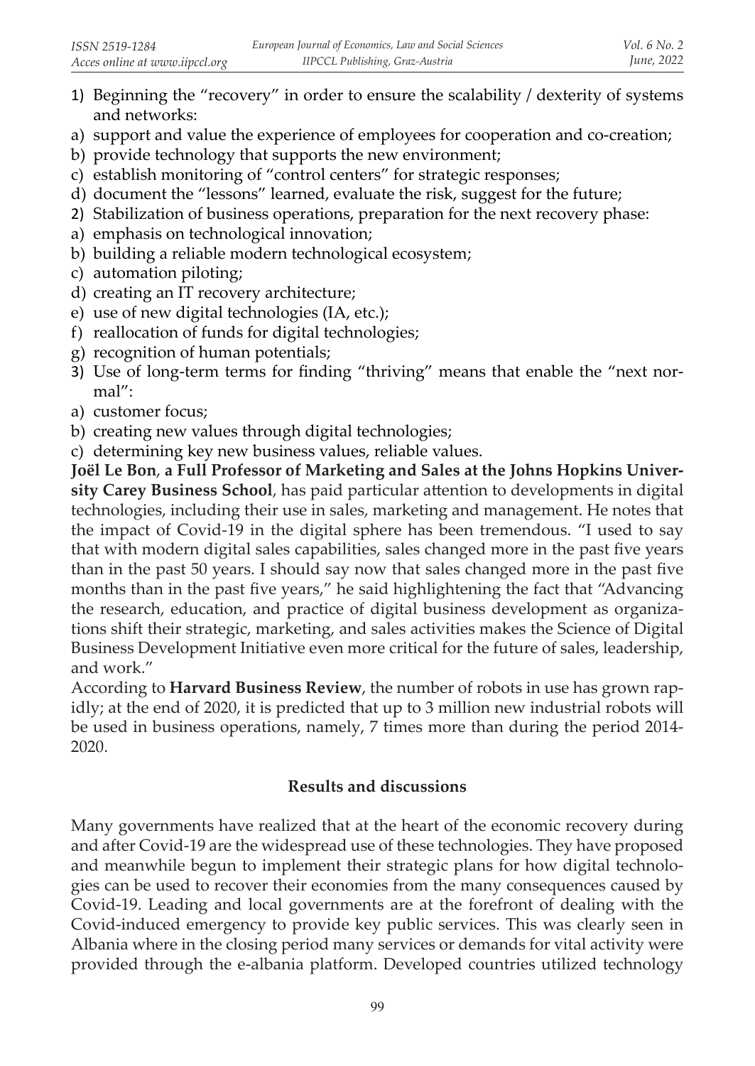1) Beginning the "recovery" in order to ensure the scalability / dexterity of systems and networks:
a) support and value the experience of employees for cooperation and co-creation;
b) provide technology that supports the new environment;
c) establish monitoring of "control centers" for strategic responses;
d) document the "lessons" learned, evaluate the risk, suggest for the future;
2) Stabilization of business operations, preparation for the next recovery phase:
a) emphasis on technological innovation;
b) building a reliable modern technological ecosystem;
c) automation piloting;
d) creating an IT recovery architecture;
e) use of new digital technologies (IA, etc.);
f) reallocation of funds for digital technologies;
g) recognition of human potentials;
3) Use of long-term terms for finding "thriving" means that enable the "next normal":
a) customer focus;
b) creating new values through digital technologies;
c) determining key new business values, reliable values.

**Joël Le Bon**, **a Full Professor of Marketing and Sales at the Johns Hopkins University Carey Business School**, has paid particular attention to developments in digital technologies, including their use in sales, marketing and management. He notes that the impact of Covid-19 in the digital sphere has been tremendous. "I used to say that with modern digital sales capabilities, sales changed more in the past five years than in the past 50 years. I should say now that sales changed more in the past five months than in the past five years," he said highlightening the fact that "Advancing the research, education, and practice of digital business development as organizations shift their strategic, marketing, and sales activities makes the Science of Digital Business Development Initiative even more critical for the future of sales, leadership, and work."

According to **Harvard Business Review**, the number of robots in use has grown rapidly; at the end of 2020, it is predicted that up to 3 million new industrial robots will be used in business operations, namely, 7 times more than during the period 2014-2020.

## Results and discussions

Many governments have realized that at the heart of the economic recovery during and after Covid-19 are the widespread use of these technologies. They have proposed and meanwhile begun to implement their strategic plans for how digital technologies can be used to recover their economies from the many consequences caused by Covid-19. Leading and local governments are at the forefront of dealing with the Covid-induced emergency to provide key public services. This was clearly seen in Albania where in the closing period many services or demands for vital activity were provided through the e-albania platform. Developed countries utilized technology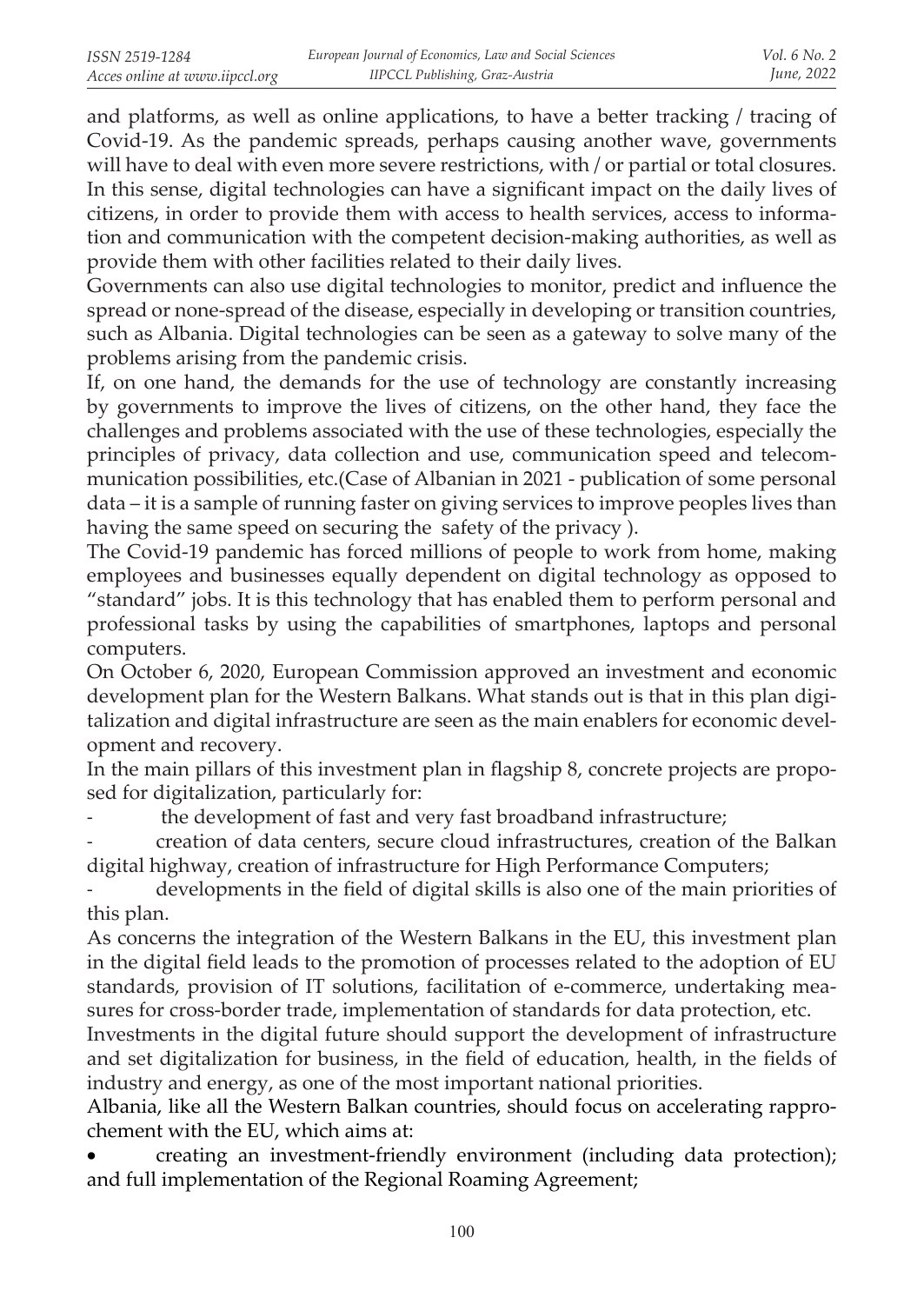and platforms, as well as online applications, to have a better tracking / tracing of Covid-19. As the pandemic spreads, perhaps causing another wave, governments will have to deal with even more severe restrictions, with / or partial or total closures. In this sense, digital technologies can have a significant impact on the daily lives of citizens, in order to provide them with access to health services, access to information and communication with the competent decision-making authorities, as well as provide them with other facilities related to their daily lives.

Governments can also use digital technologies to monitor, predict and influence the spread or none-spread of the disease, especially in developing or transition countries, such as Albania. Digital technologies can be seen as a gateway to solve many of the problems arising from the pandemic crisis.

If, on one hand, the demands for the use of technology are constantly increasing by governments to improve the lives of citizens, on the other hand, they face the challenges and problems associated with the use of these technologies, especially the principles of privacy, data collection and use, communication speed and telecommunication possibilities, etc.(Case of Albanian in 2021 - publication of some personal data – it is a sample of running faster on giving services to improve peoples lives than having the same speed on securing the safety of the privacy ).

The Covid-19 pandemic has forced millions of people to work from home, making employees and businesses equally dependent on digital technology as opposed to "standard" jobs. It is this technology that has enabled them to perform personal and professional tasks by using the capabilities of smartphones, laptops and personal computers.

On October 6, 2020, European Commission approved an investment and economic development plan for the Western Balkans. What stands out is that in this plan digitalization and digital infrastructure are seen as the main enablers for economic development and recovery.

In the main pillars of this investment plan in flagship 8, concrete projects are proposed for digitalization, particularly for:

- the development of fast and very fast broadband infrastructure;
- creation of data centers, secure cloud infrastructures, creation of the Balkan digital highway, creation of infrastructure for High Performance Computers;
- developments in the field of digital skills is also one of the main priorities of this plan.

As concerns the integration of the Western Balkans in the EU, this investment plan in the digital field leads to the promotion of processes related to the adoption of EU standards, provision of IT solutions, facilitation of e-commerce, undertaking measures for cross-border trade, implementation of standards for data protection, etc.

Investments in the digital future should support the development of infrastructure and set digitalization for business, in the field of education, health, in the fields of industry and energy, as one of the most important national priorities.

Albania, like all the Western Balkan countries, should focus on accelerating rapprochement with the EU, which aims at:

- creating an investment-friendly environment (including data protection); and full implementation of the Regional Roaming Agreement;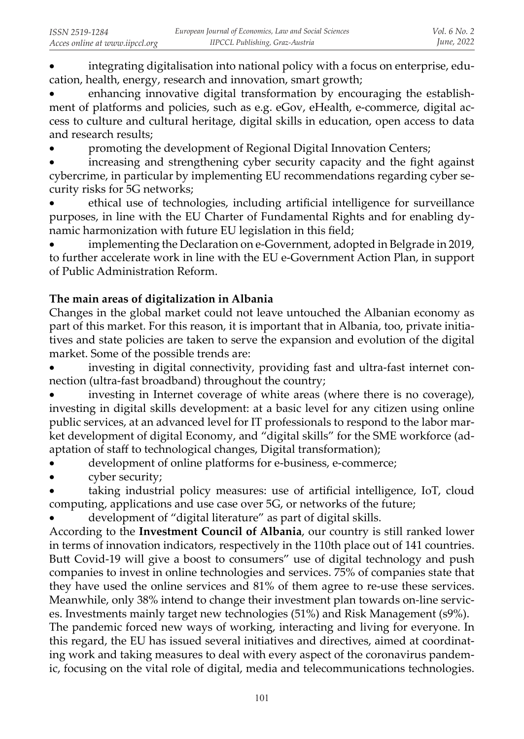- integrating digitalisation into national policy with a focus on enterprise, education, health, energy, research and innovation, smart growth;
- enhancing innovative digital transformation by encouraging the establishment of platforms and policies, such as e.g. eGov, eHealth, e-commerce, digital access to culture and cultural heritage, digital skills in education, open access to data and research results;
- promoting the development of Regional Digital Innovation Centers;
- increasing and strengthening cyber security capacity and the fight against cybercrime, in particular by implementing EU recommendations regarding cyber security risks for 5G networks;
- ethical use of technologies, including artificial intelligence for surveillance purposes, in line with the EU Charter of Fundamental Rights and for enabling dynamic harmonization with future EU legislation in this field;
- implementing the Declaration on e-Government, adopted in Belgrade in 2019, to further accelerate work in line with the EU e-Government Action Plan, in support of Public Administration Reform.

**The main areas of digitalization in Albania**

Changes in the global market could not leave untouched the Albanian economy as part of this market. For this reason, it is important that in Albania, too, private initiatives and state policies are taken to serve the expansion and evolution of the digital market. Some of the possible trends are:

- investing in digital connectivity, providing fast and ultra-fast internet connection (ultra-fast broadband) throughout the country;
- investing in Internet coverage of white areas (where there is no coverage), investing in digital skills development: at a basic level for any citizen using online public services, at an advanced level for IT professionals to respond to the labor market development of digital Economy, and "digital skills" for the SME workforce (adaptation of staff to technological changes, Digital transformation);
- development of online platforms for e-business, e-commerce;
- cyber security;
- taking industrial policy measures: use of artificial intelligence, IoT, cloud computing, applications and use case over 5G, or networks of the future;
- development of "digital literature" as part of digital skills.

According to the **Investment Council of Albania**, our country is still ranked lower in terms of innovation indicators, respectively in the 110th place out of 141 countries. Butt Covid-19 will give a boost to consumers" use of digital technology and push companies to invest in online technologies and services. 75% of companies state that they have used the online services and 81% of them agree to re-use these services. Meanwhile, only 38% intend to change their investment plan towards on-line services. Investments mainly target new technologies (51%) and Risk Management (s9%).

The pandemic forced new ways of working, interacting and living for everyone. In this regard, the EU has issued several initiatives and directives, aimed at coordinating work and taking measures to deal with every aspect of the coronavirus pandemic, focusing on the vital role of digital, media and telecommunications technologies.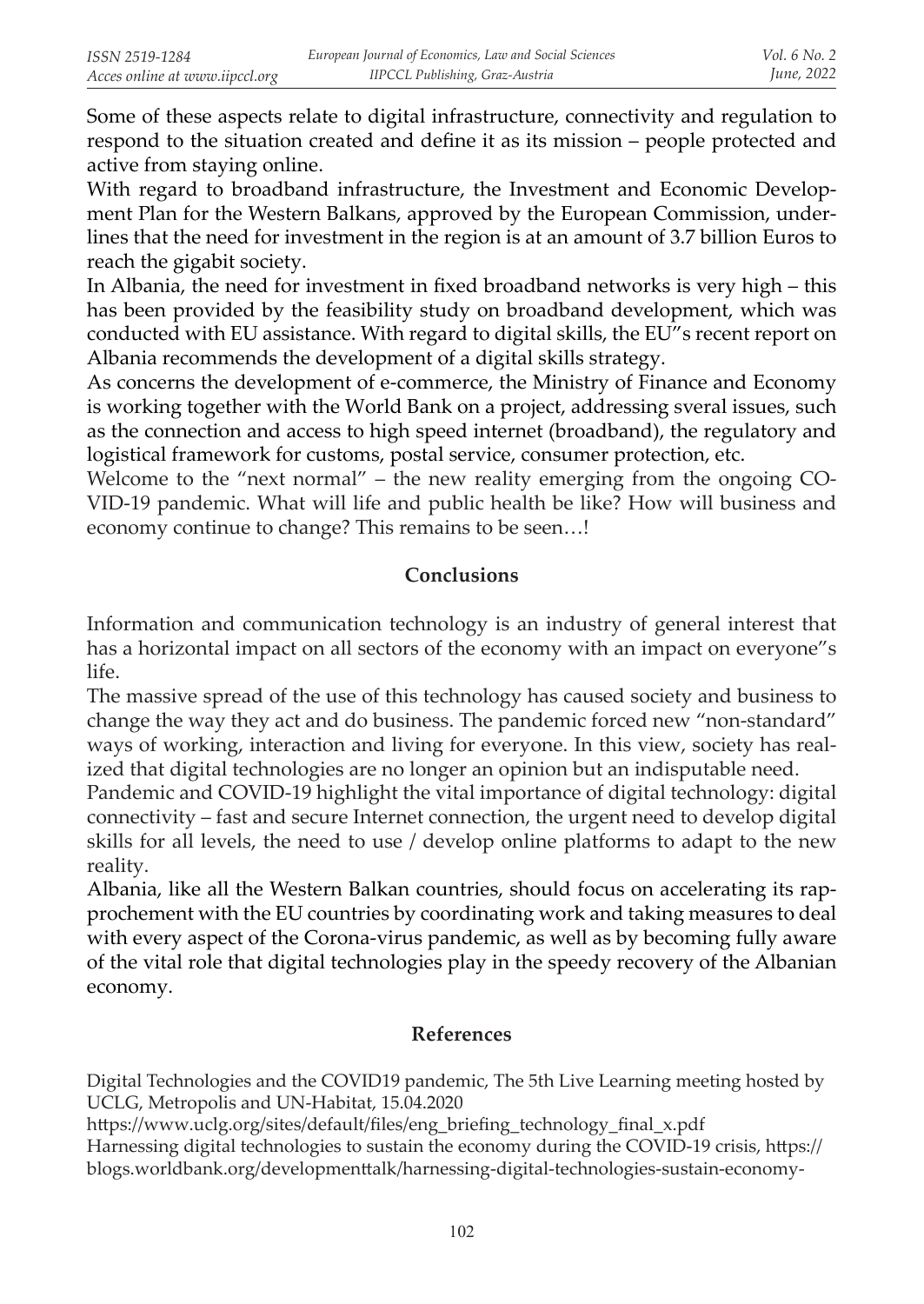Some of these aspects relate to digital infrastructure, connectivity and regulation to respond to the situation created and define it as its mission – people protected and active from staying online.

With regard to broadband infrastructure, the Investment and Economic Development Plan for the Western Balkans, approved by the European Commission, underlines that the need for investment in the region is at an amount of 3.7 billion Euros to reach the gigabit society.

In Albania, the need for investment in fixed broadband networks is very high – this has been provided by the feasibility study on broadband development, which was conducted with EU assistance. With regard to digital skills, the EU"s recent report on Albania recommends the development of a digital skills strategy.

As concerns the development of e-commerce, the Ministry of Finance and Economy is working together with the World Bank on a project, addressing sveral issues, such as the connection and access to high speed internet (broadband), the regulatory and logistical framework for customs, postal service, consumer protection, etc.

Welcome to the "next normal" – the new reality emerging from the ongoing COVID-19 pandemic. What will life and public health be like? How will business and economy continue to change? This remains to be seen…!

## Conclusions

Information and communication technology is an industry of general interest that has a horizontal impact on all sectors of the economy with an impact on everyone"s life.

The massive spread of the use of this technology has caused society and business to change the way they act and do business. The pandemic forced new "non-standard" ways of working, interaction and living for everyone. In this view, society has realized that digital technologies are no longer an opinion but an indisputable need.

Pandemic and COVID-19 highlight the vital importance of digital technology: digital connectivity – fast and secure Internet connection, the urgent need to develop digital skills for all levels, the need to use / develop online platforms to adapt to the new reality.

Albania, like all the Western Balkan countries, should focus on accelerating its rapprochement with the EU countries by coordinating work and taking measures to deal with every aspect of the Corona-virus pandemic, as well as by becoming fully aware of the vital role that digital technologies play in the speedy recovery of the Albanian economy.

## References

Digital Technologies and the COVID19 pandemic, The 5th Live Learning meeting hosted by UCLG, Metropolis and UN-Habitat, 15.04.2020
https://www.uclg.org/sites/default/files/eng_briefing_technology_final_x.pdf

Harnessing digital technologies to sustain the economy during the COVID-19 crisis, https://blogs.worldbank.org/developmenttalk/harnessing-digital-technologies-sustain-economy-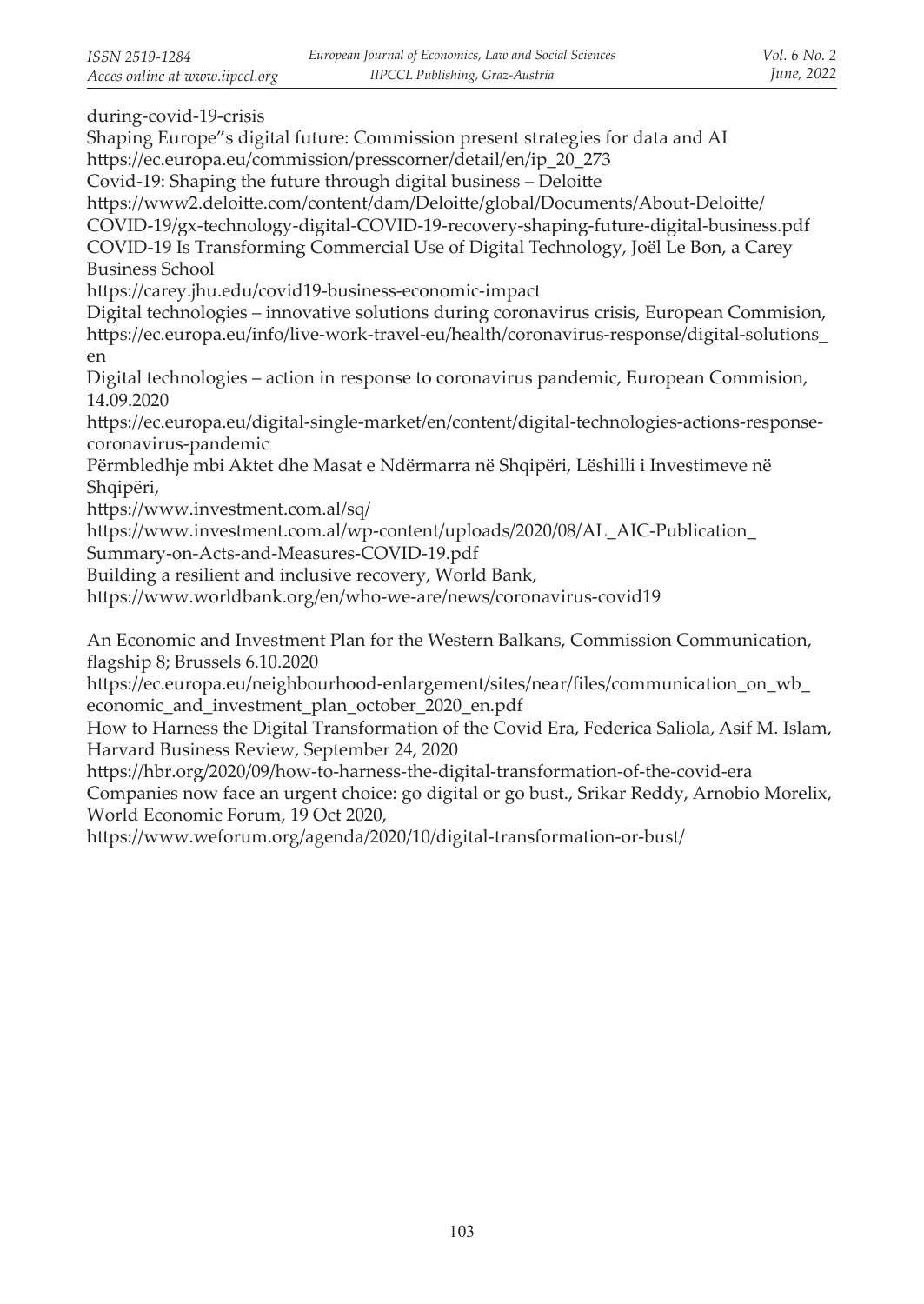during-covid-19-crisis

Shaping Europe"s digital future: Commission present strategies for data and AI
https://ec.europa.eu/commission/presscorner/detail/en/ip_20_273

Covid-19: Shaping the future through digital business – Deloitte
https://www2.deloitte.com/content/dam/Deloitte/global/Documents/About-Deloitte/COVID-19/gx-technology-digital-COVID-19-recovery-shaping-future-digital-business.pdf

COVID-19 Is Transforming Commercial Use of Digital Technology, Joël Le Bon, a Carey Business School
https://carey.jhu.edu/covid19-business-economic-impact

Digital technologies – innovative solutions during coronavirus crisis, European Commision,
https://ec.europa.eu/info/live-work-travel-eu/health/coronavirus-response/digital-solutions_en

Digital technologies – action in response to coronavirus pandemic, European Commision, 14.09.2020
https://ec.europa.eu/digital-single-market/en/content/digital-technologies-actions-response-coronavirus-pandemic

Përmbledhje mbi Aktet dhe Masat e Ndërmarra në Shqipëri, Lëshilli i Investimeve në Shqipëri,
https://www.investment.com.al/sq/
https://www.investment.com.al/wp-content/uploads/2020/08/AL_AIC-Publication_Summary-on-Acts-and-Measures-COVID-19.pdf

Building a resilient and inclusive recovery, World Bank,
https://www.worldbank.org/en/who-we-are/news/coronavirus-covid19

An Economic and Investment Plan for the Western Balkans, Commission Communication, flagship 8; Brussels 6.10.2020
https://ec.europa.eu/neighbourhood-enlargement/sites/near/files/communication_on_wb_economic_and_investment_plan_october_2020_en.pdf

How to Harness the Digital Transformation of the Covid Era, Federica Saliola, Asif M. Islam, Harvard Business Review, September 24, 2020
https://hbr.org/2020/09/how-to-harness-the-digital-transformation-of-the-covid-era

Companies now face an urgent choice: go digital or go bust., Srikar Reddy, Arnobio Morelix, World Economic Forum, 19 Oct 2020,
https://www.weforum.org/agenda/2020/10/digital-transformation-or-bust/